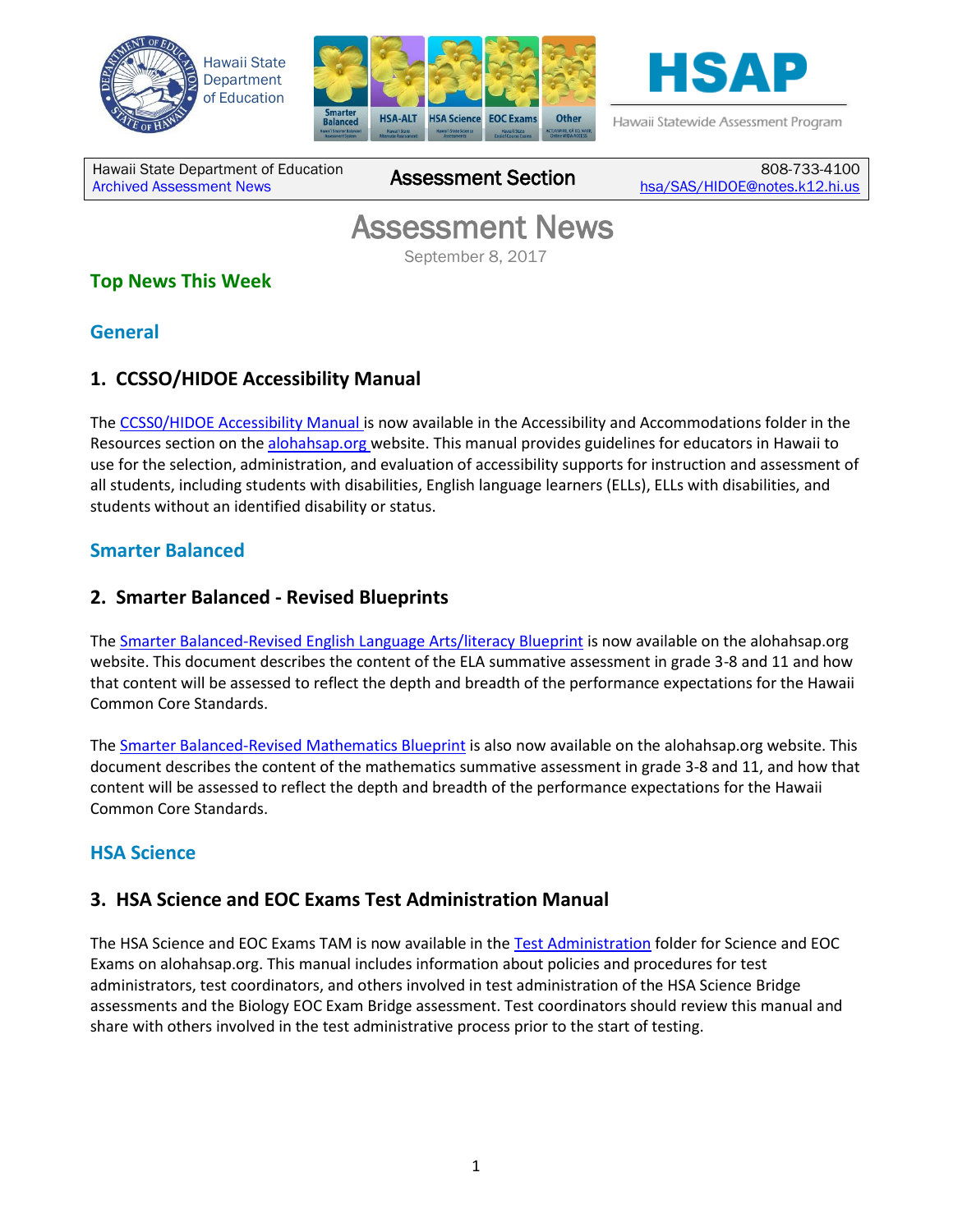Hawaii State Department of Education

HSAP

Hawaii Statewide Assessment Program

| Hawaii State Department of Education<br>Archived Assessment News | Assessment Section | 808-733-4100<br>hsa/SAS/HIDOE@notes.k12.hi.us |
|---|---|---|

# Assessment News

September 8, 2017

## Top News This Week

### General

### 1. CCSSO/HIDOE Accessibility Manual

The CCSS0/HIDOE Accessibility Manual is now available in the Accessibility and Accommodations folder in the Resources section on the alohahsap.org website. This manual provides guidelines for educators in Hawaii to use for the selection, administration, and evaluation of accessibility supports for instruction and assessment of all students, including students with disabilities, English language learners (ELLs), ELLs with disabilities, and students without an identified disability or status.

### Smarter Balanced

### 2. Smarter Balanced - Revised Blueprints

The Smarter Balanced-Revised English Language Arts/literacy Blueprint is now available on the alohahsap.org website. This document describes the content of the ELA summative assessment in grade 3-8 and 11 and how that content will be assessed to reflect the depth and breadth of the performance expectations for the Hawaii Common Core Standards.

The Smarter Balanced-Revised Mathematics Blueprint is also now available on the alohahsap.org website. This document describes the content of the mathematics summative assessment in grade 3-8 and 11, and how that content will be assessed to reflect the depth and breadth of the performance expectations for the Hawaii Common Core Standards.

### HSA Science

### 3. HSA Science and EOC Exams Test Administration Manual

The HSA Science and EOC Exams TAM is now available in the Test Administration folder for Science and EOC Exams on alohahsap.org. This manual includes information about policies and procedures for test administrators, test coordinators, and others involved in test administration of the HSA Science Bridge assessments and the Biology EOC Exam Bridge assessment. Test coordinators should review this manual and share with others involved in the test administrative process prior to the start of testing.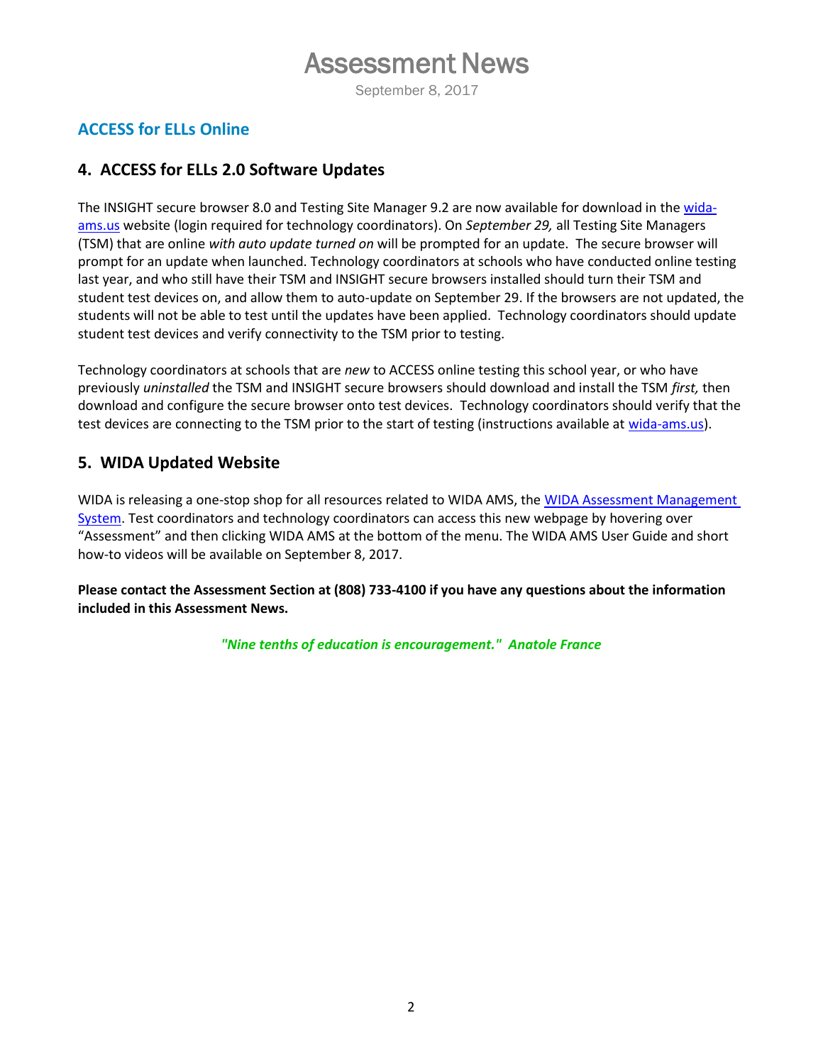# Assessment News

September 8, 2017

## ACCESS for ELLs Online

### 4. ACCESS for ELLs 2.0 Software Updates

The INSIGHT secure browser 8.0 and Testing Site Manager 9.2 are now available for download in the wida-ams.us website (login required for technology coordinators). On *September 29,* all Testing Site Managers (TSM) that are online *with auto update turned on* will be prompted for an update. The secure browser will prompt for an update when launched. Technology coordinators at schools who have conducted online testing last year, and who still have their TSM and INSIGHT secure browsers installed should turn their TSM and student test devices on, and allow them to auto-update on September 29. If the browsers are not updated, the students will not be able to test until the updates have been applied. Technology coordinators should update student test devices and verify connectivity to the TSM prior to testing.

Technology coordinators at schools that are *new* to ACCESS online testing this school year, or who have previously *uninstalled* the TSM and INSIGHT secure browsers should download and install the TSM *first,* then download and configure the secure browser onto test devices. Technology coordinators should verify that the test devices are connecting to the TSM prior to the start of testing (instructions available at wida-ams.us).

### 5. WIDA Updated Website

WIDA is releasing a one-stop shop for all resources related to WIDA AMS, the WIDA Assessment Management System. Test coordinators and technology coordinators can access this new webpage by hovering over "Assessment" and then clicking WIDA AMS at the bottom of the menu. The WIDA AMS User Guide and short how-to videos will be available on September 8, 2017.

**Please contact the Assessment Section at (808) 733-4100 if you have any questions about the information included in this Assessment News.**

***"Nine tenths of education is encouragement." Anatole France***